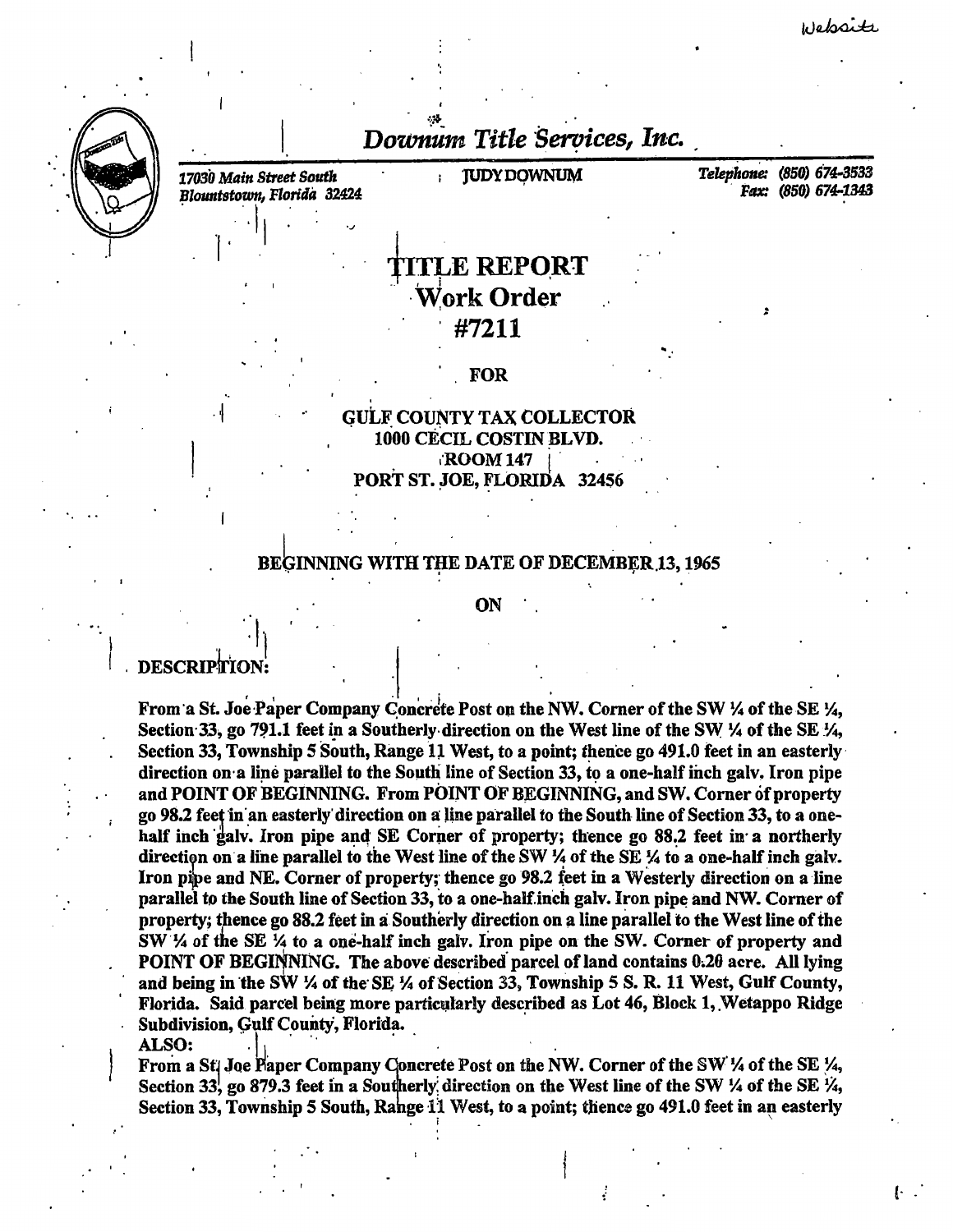Website

# Downum Title Services, Inc.

17030 Main Street South
Blountstown, Florida 32424

JUDY DOWNUM

Telephone: (850) 674-3533
Fax: (850) 674-1343

## TITLE REPORT
## Work Order
## #7211

**FOR**

**GULF COUNTY TAX COLLECTOR**
**1000 CECIL COSTIN BLVD.**
**ROOM 147**
**PORT ST. JOE, FLORIDA 32456**

**BEGINNING WITH THE DATE OF DECEMBER 13, 1965**

**ON**

**DESCRIPTION:**

**From a St. Joe Paper Company Concrete Post on the NW. Corner of the SW ¼ of the SE ¼, Section 33, go 791.1 feet in a Southerly direction on the West line of the SW ¼ of the SE ¼, Section 33, Township 5 South, Range 11 West, to a point; thence go 491.0 feet in an easterly direction on a line parallel to the South line of Section 33, to a one-half inch galv. Iron pipe and POINT OF BEGINNING. From POINT OF BEGINNING, and SW. Corner of property go 98.2 feet in an easterly direction on a line parallel to the South line of Section 33, to a one-half inch galv. Iron pipe and SE Corner of property; thence go 88.2 feet in a northerly direction on a line parallel to the West line of the SW ¼ of the SE ¼ to a one-half inch galv. Iron pipe and NE. Corner of property; thence go 98.2 feet in a Westerly direction on a line parallel to the South line of Section 33, to a one-half inch galv. Iron pipe and NW. Corner of property; thence go 88.2 feet in a Southerly direction on a line parallel to the West line of the SW ¼ of the SE ¼ to a one-half inch galv. Iron pipe on the SW. Corner of property and POINT OF BEGINNING. The above described parcel of land contains 0.20 acre. All lying and being in the SW ¼ of the SE ¼ of Section 33, Township 5 S. R. 11 West, Gulf County, Florida. Said parcel being more particularly described as Lot 46, Block 1, Wetappo Ridge Subdivision, Gulf County, Florida.**

**ALSO:**

**From a St. Joe Paper Company Concrete Post on the NW. Corner of the SW ¼ of the SE ¼, Section 33, go 879.3 feet in a Southerly direction on the West line of the SW ¼ of the SE ¼, Section 33, Township 5 South, Range 11 West, to a point; thence go 491.0 feet in an easterly**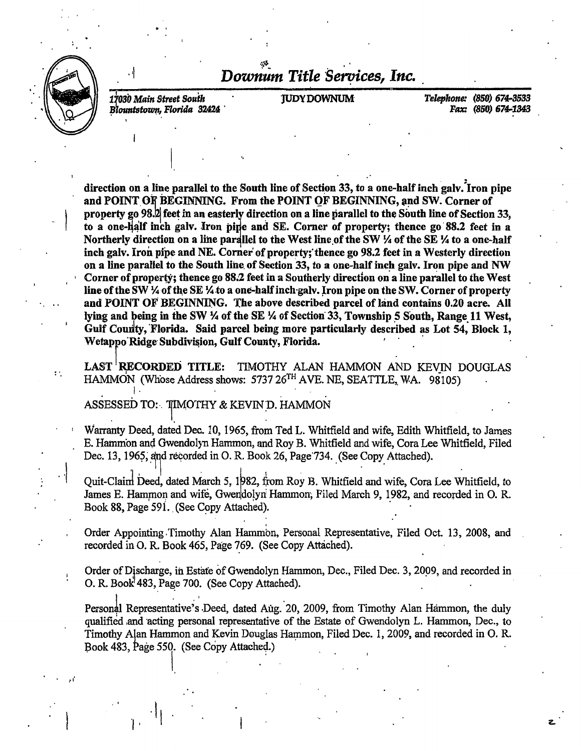# *Downum Title Services, Inc.*

*17030 Main Street South*
*Blountstown, Florida 32424*

JUDY DOWNUM

*Telephone: (850) 674-3533*
*Fax: (850) 674-1343*

**direction on a line parallel to the South line of Section 33, to a one-half inch galv. Iron pipe and POINT OF BEGINNING. From the POINT OF BEGINNING, and SW. Corner of property go 98.2 feet in an easterly direction on a line parallel to the South line of Section 33, to a one-half inch galv. Iron pipe and SE. Corner of property; thence go 88.2 feet in a Northerly direction on a line parallel to the West line of the SW ¼ of the SE ¼ to a one-half inch galv. Iron pipe and NE. Corner of property; thence go 98.2 feet in a Westerly direction on a line parallel to the South line of Section 33, to a one-half inch galv. Iron pipe and NW Corner of property; thence go 88.2 feet in a Southerly direction on a line parallel to the West line of the SW ¼ of the SE ¼ to a one-half inch galv. Iron pipe on the SW. Corner of property and POINT OF BEGINNING. The above described parcel of land contains 0.20 acre. All lying and being in the SW ¼ of the SE ¼ of Section 33, Township 5 South, Range 11 West, Gulf County, Florida. Said parcel being more particularly described as Lot 54, Block 1, Wetappo Ridge Subdivision, Gulf County, Florida.**

**LAST RECORDED TITLE:** TIMOTHY ALAN HAMMON AND KEVIN DOUGLAS HAMMON (Whose Address shows: 5737 26TH AVE. NE, SEATTLE, WA. 98105)

ASSESSED TO: TIMOTHY & KEVIN D. HAMMON

Warranty Deed, dated Dec. 10, 1965, from Ted L. Whitfield and wife, Edith Whitfield, to James E. Hammon and Gwendolyn Hammon, and Roy B. Whitfield and wife, Cora Lee Whitfield, Filed Dec. 13, 1965, and recorded in O. R. Book 26, Page 734. (See Copy Attached).

Quit-Claim Deed, dated March 5, 1982, from Roy B. Whitfield and wife, Cora Lee Whitfield, to James E. Hammon and wife, Gwendolyn Hammon, Filed March 9, 1982, and recorded in O. R. Book 88, Page 591. (See Copy Attached).

Order Appointing Timothy Alan Hammon, Personal Representative, Filed Oct. 13, 2008, and recorded in O. R. Book 465, Page 769. (See Copy Attached).

Order of Discharge, in Estate of Gwendolyn Hammon, Dec., Filed Dec. 3, 2009, and recorded in O. R. Book 483, Page 700. (See Copy Attached).

Personal Representative's Deed, dated Aug. 20, 2009, from Timothy Alan Hammon, the duly qualified and acting personal representative of the Estate of Gwendolyn L. Hammon, Dec., to Timothy Alan Hammon and Kevin Douglas Hammon, Filed Dec. 1, 2009, and recorded in O. R. Book 483, Page 550. (See Copy Attached.)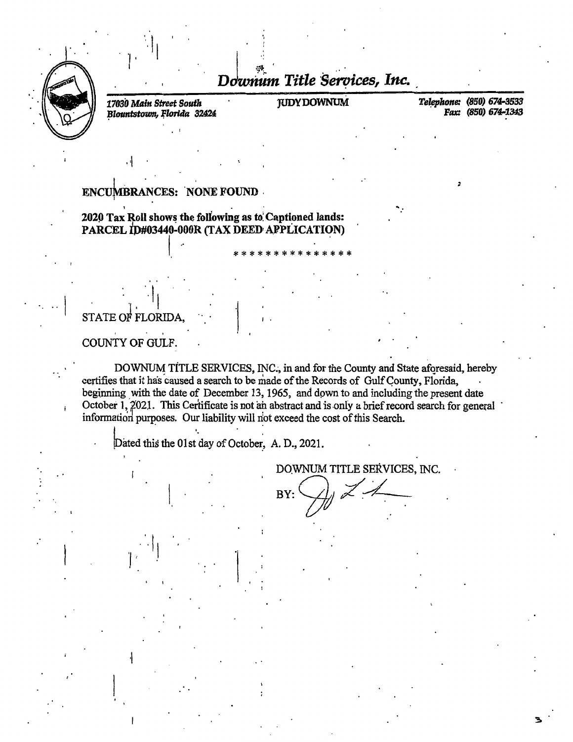# Downum Title Services, Inc.

*17030 Main Street South*
*Blountstown, Florida 32424*

JUDY DOWNUM

*Telephone: (850) 674-3533*
*Fax: (850) 674-1343*

**ENCUMBRANCES: NONE FOUND**

**2020 Tax Roll shows the following as to Captioned lands:**
**PARCEL ID#03440-000R (TAX DEED APPLICATION)**

***************

STATE OF FLORIDA,

COUNTY OF GULF.

DOWNUM TITLE SERVICES, INC., in and for the County and State aforesaid, hereby certifies that it has caused a search to be made of the Records of Gulf County, Florida, beginning with the date of December 13, 1965, and down to and including the present date October 1, 2021. This Certificate is not an abstract and is only a brief record search for general information purposes. Our liability will not exceed the cost of this Search.

Dated this the 01st day of October, A. D., 2021.

DOWNUM TITLE SERVICES, INC.

BY: [signature]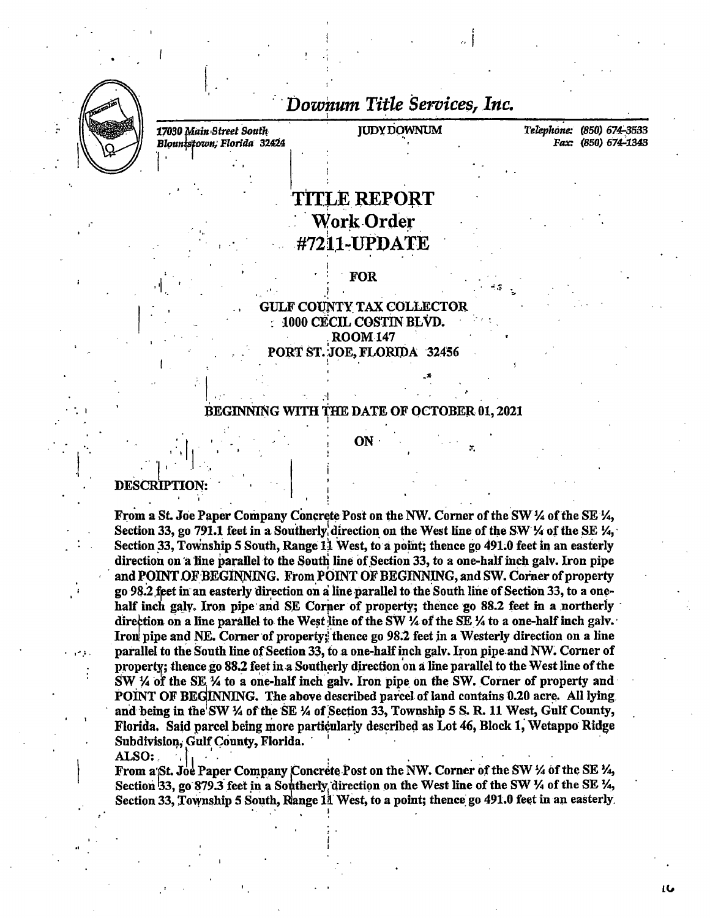# Downum Title Services, Inc.

*17030 Main Street South*
*Blountstown, Florida 32424*

JUDY DOWNUM

*Telephone: (850) 674-3533*
*Fax: (850) 674-1343*

# TITLE REPORT
## Work Order
## #7211-UPDATE

**FOR**

**GULF COUNTY TAX COLLECTOR**
**1000 CECIL COSTIN BLVD.**
**ROOM 147**
**PORT ST. JOE, FLORIDA 32456**

**BEGINNING WITH THE DATE OF OCTOBER 01, 2021**

**ON**

**DESCRIPTION:**

**From a St. Joe Paper Company Concrete Post on the NW. Corner of the SW ¼ of the SE ¼, Section 33, go 791.1 feet in a Southerly direction on the West line of the SW ¼ of the SE ¼, Section 33, Township 5 South, Range 11 West, to a point; thence go 491.0 feet in an easterly direction on a line parallel to the South line of Section 33, to a one-half inch galv. Iron pipe and POINT OF BEGINNING. From POINT OF BEGINNING, and SW. Corner of property go 98.2 feet in an easterly direction on a line parallel to the South line of Section 33, to a one-half inch galv. Iron pipe and SE Corner of property; thence go 88.2 feet in a northerly direction on a line parallel to the West line of the SW ¼ of the SE ¼ to a one-half inch galv. Iron pipe and NE. Corner of property; thence go 98.2 feet in a Westerly direction on a line parallel to the South line of Section 33, to a one-half inch galv. Iron pipe and NW. Corner of property; thence go 88.2 feet in a Southerly direction on a line parallel to the West line of the SW ¼ of the SE ¼ to a one-half inch galv. Iron pipe on the SW. Corner of property and POINT OF BEGINNING. The above described parcel of land contains 0.20 acre. All lying and being in the SW ¼ of the SE ¼ of Section 33, Township 5 S. R. 11 West, Gulf County, Florida. Said parcel being more particularly described as Lot 46, Block 1, Wetappo Ridge Subdivision, Gulf County, Florida.**

**ALSO:**

**From a St. Joe Paper Company Concrete Post on the NW. Corner of the SW ¼ of the SE ¼, Section 33, go 879.3 feet in a Southerly direction on the West line of the SW ¼ of the SE ¼, Section 33, Township 5 South, Range 11 West, to a point; thence go 491.0 feet in an easterly**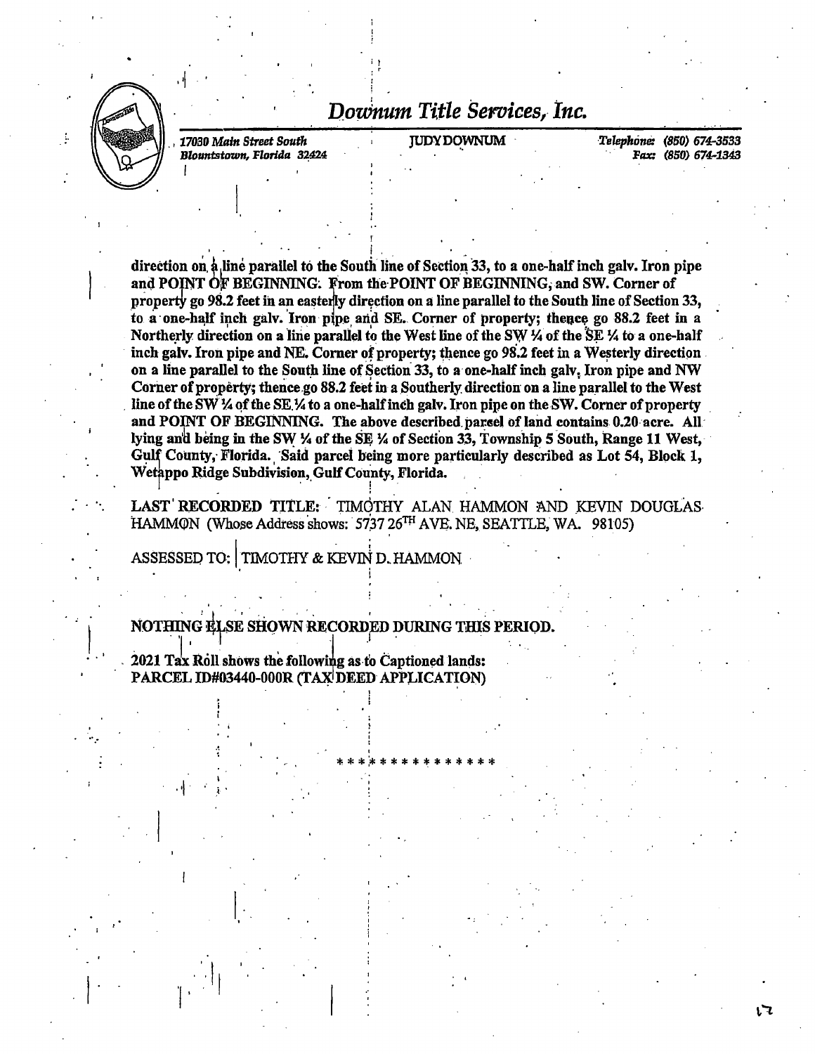# Downum Title Services, Inc.

17030 Main Street South
Blountstown, Florida 32424

JUDY DOWNUM

Telephone: (850) 674-3533
Fax: (850) 674-1343

**direction on a line parallel to the South line of Section 33, to a one-half inch galv. Iron pipe and POINT OF BEGINNING. From the POINT OF BEGINNING, and SW. Corner of property go 98.2 feet in an easterly direction on a line parallel to the South line of Section 33, to a one-half inch galv. Iron pipe and SE. Corner of property; thence go 88.2 feet in a Northerly direction on a line parallel to the West line of the SW ¼ of the SE ¼ to a one-half inch galv. Iron pipe and NE. Corner of property; thence go 98.2 feet in a Westerly direction on a line parallel to the South line of Section 33, to a one-half inch galv. Iron pipe and NW Corner of property; thence go 88.2 feet in a Southerly direction on a line parallel to the West line of the SW ¼ of the SE ¼ to a one-half inch galv. Iron pipe on the SW. Corner of property and POINT OF BEGINNING. The above described parcel of land contains 0.20 acre. All lying and being in the SW ¼ of the SE ¼ of Section 33, Township 5 South, Range 11 West, Gulf County, Florida. Said parcel being more particularly described as Lot 54, Block 1, Wetappo Ridge Subdivision, Gulf County, Florida.**

LAST RECORDED TITLE: TIMOTHY ALAN HAMMON AND KEVIN DOUGLAS HAMMON (Whose Address shows: 5737 26TH AVE. NE, SEATTLE, WA. 98105)

ASSESSED TO: TIMOTHY & KEVIN D. HAMMON

NOTHING ELSE SHOWN RECORDED DURING THIS PERIOD.

2021 Tax Roll shows the following as to Captioned lands:
PARCEL ID#03440-000R (TAX DEED APPLICATION)

***************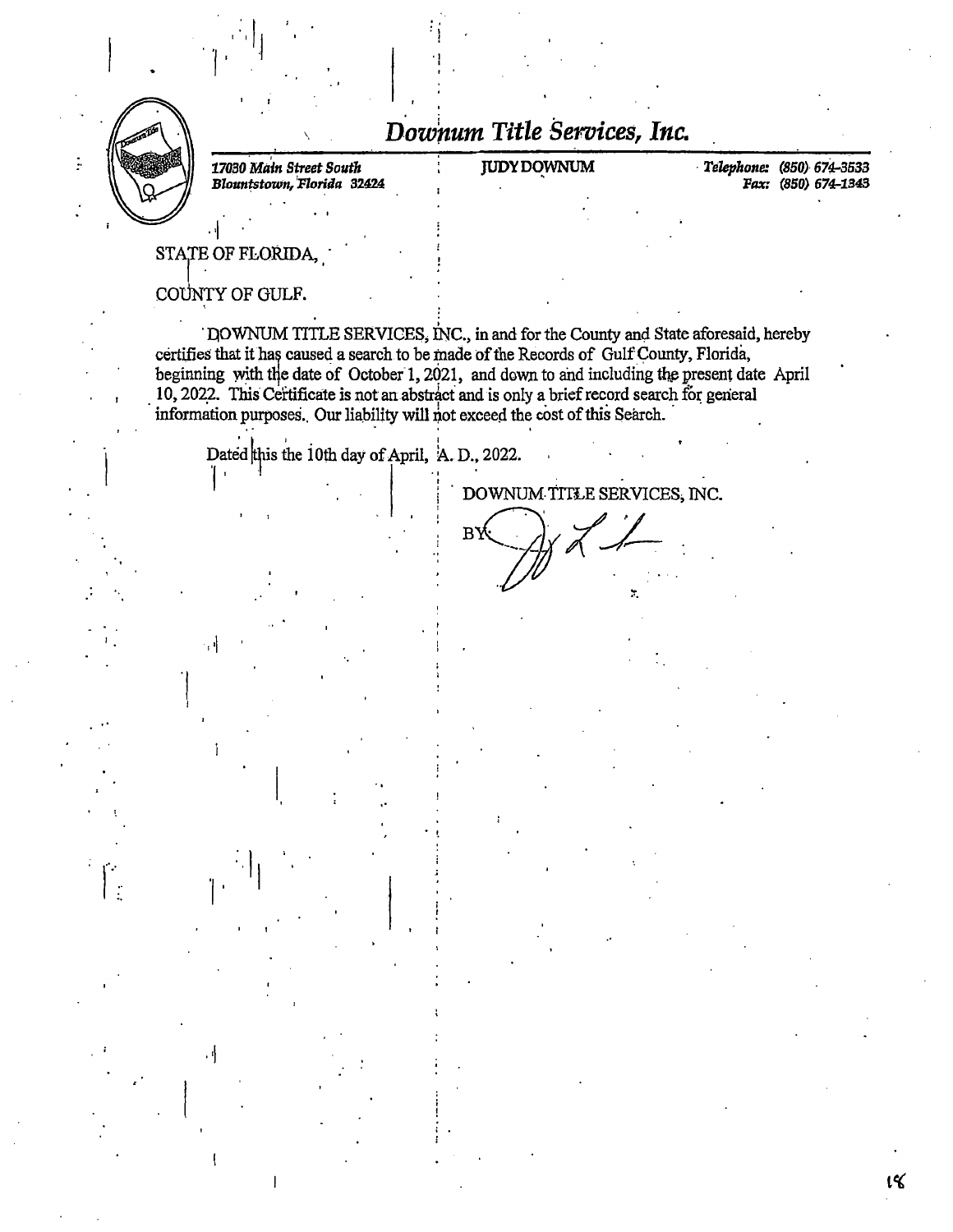# *Downum Title Services, Inc.*

*17030 Main Street South*
*Blountstown, Florida 32424*

JUDY DOWNUM

*Telephone:* (850) 674-3533
*Fax:* (850) 674-1343

STATE OF FLORIDA,

COUNTY OF GULF.

DOWNUM TITLE SERVICES, INC., in and for the County and State aforesaid, hereby certifies that it has caused a search to be made of the Records of Gulf County, Florida, beginning with the date of October 1, 2021, and down to and including the present date April 10, 2022. This Certificate is not an abstract and is only a brief record search for general information purposes. Our liability will not exceed the cost of this Search.

Dated this the 10th day of April, A. D., 2022.

DOWNUM TITLE SERVICES, INC.

BY: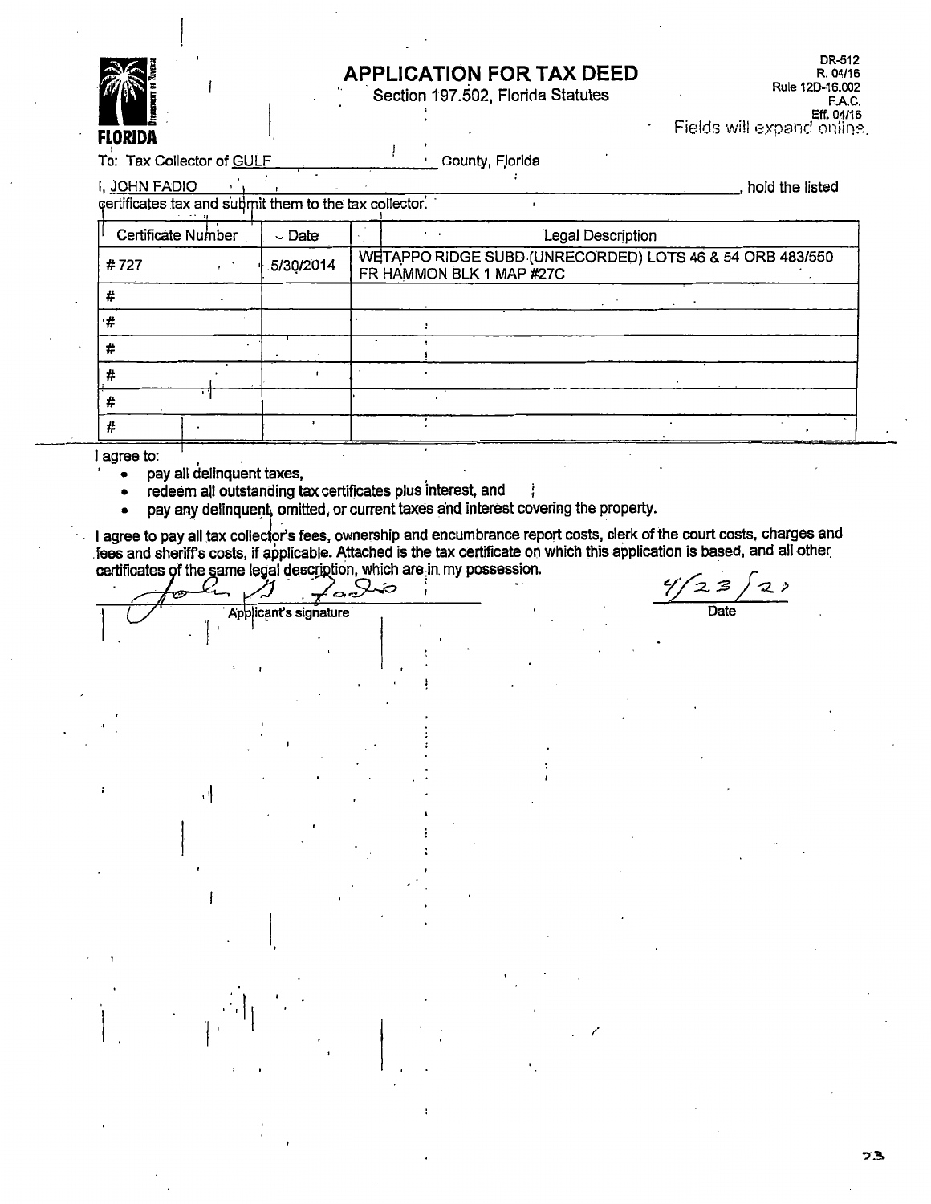# APPLICATION FOR TAX DEED

Section 197.502, Florida Statutes

DR-512
R. 04/16
Rule 12D-16.002
F.A.C.
Eff. 04/16

Fields will expand online.

FLORIDA

To: Tax Collector of GULF County, Florida

I, JOHN FADIO, hold the listed certificates tax and submit them to the tax collector.

| Certificate Number | Date | Legal Description |
|---|---|---|
| # 727 | 5/30/2014 | WETAPPO RIDGE SUBD (UNRECORDED) LOTS 46 & 54 ORB 483/550 FR HAMMON BLK 1 MAP #27C |
| # | | |
| # | | |
| # | | |
| # | | |
| # | | |
| # | | |

I agree to:

- pay all delinquent taxes,
- redeem all outstanding tax certificates plus interest, and
- pay any delinquent, omitted, or current taxes and interest covering the property.

I agree to pay all tax collector's fees, ownership and encumbrance report costs, clerk of the court costs, charges and fees and sheriff's costs, if applicable. Attached is the tax certificate on which this application is based, and all other certificates of the same legal description, which are in my possession.

John D. Fadio
Applicant's signature

4/23/21
Date